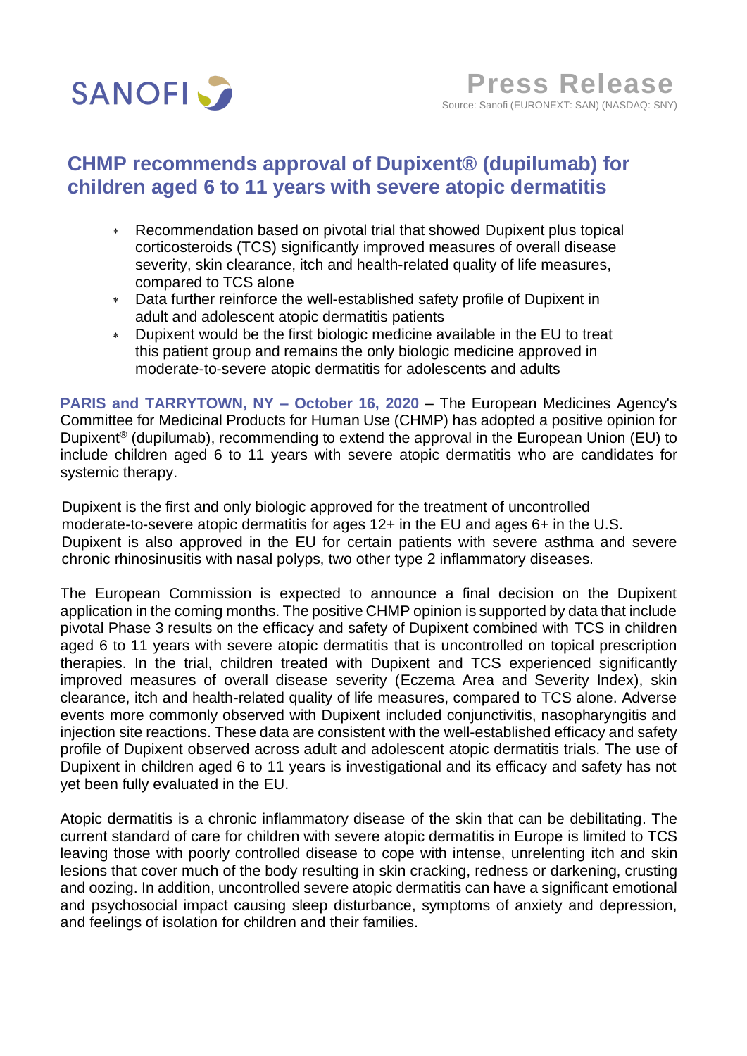SANOFI

**Press Release**

Source: Sanofi (EURONEXT: SAN) (NASDAQ: SNY)

# CHMP recommends approval of Dupixent® (dupilumab) for children aged 6 to 11 years with severe atopic dermatitis

- Recommendation based on pivotal trial that showed Dupixent plus topical corticosteroids (TCS) significantly improved measures of overall disease severity, skin clearance, itch and health-related quality of life measures, compared to TCS alone
- Data further reinforce the well-established safety profile of Dupixent in adult and adolescent atopic dermatitis patients
- Dupixent would be the first biologic medicine available in the EU to treat this patient group and remains the only biologic medicine approved in moderate-to-severe atopic dermatitis for adolescents and adults

**PARIS and TARRYTOWN, NY – October 16, 2020** – The European Medicines Agency's Committee for Medicinal Products for Human Use (CHMP) has adopted a positive opinion for Dupixent® (dupilumab), recommending to extend the approval in the European Union (EU) to include children aged 6 to 11 years with severe atopic dermatitis who are candidates for systemic therapy.

Dupixent is the first and only biologic approved for the treatment of uncontrolled moderate-to-severe atopic dermatitis for ages 12+ in the EU and ages 6+ in the U.S. Dupixent is also approved in the EU for certain patients with severe asthma and severe chronic rhinosinusitis with nasal polyps, two other type 2 inflammatory diseases.

The European Commission is expected to announce a final decision on the Dupixent application in the coming months. The positive CHMP opinion is supported by data that include pivotal Phase 3 results on the efficacy and safety of Dupixent combined with TCS in children aged 6 to 11 years with severe atopic dermatitis that is uncontrolled on topical prescription therapies. In the trial, children treated with Dupixent and TCS experienced significantly improved measures of overall disease severity (Eczema Area and Severity Index), skin clearance, itch and health-related quality of life measures, compared to TCS alone. Adverse events more commonly observed with Dupixent included conjunctivitis, nasopharyngitis and injection site reactions. These data are consistent with the well-established efficacy and safety profile of Dupixent observed across adult and adolescent atopic dermatitis trials. The use of Dupixent in children aged 6 to 11 years is investigational and its efficacy and safety has not yet been fully evaluated in the EU.

Atopic dermatitis is a chronic inflammatory disease of the skin that can be debilitating. The current standard of care for children with severe atopic dermatitis in Europe is limited to TCS leaving those with poorly controlled disease to cope with intense, unrelenting itch and skin lesions that cover much of the body resulting in skin cracking, redness or darkening, crusting and oozing. In addition, uncontrolled severe atopic dermatitis can have a significant emotional and psychosocial impact causing sleep disturbance, symptoms of anxiety and depression, and feelings of isolation for children and their families.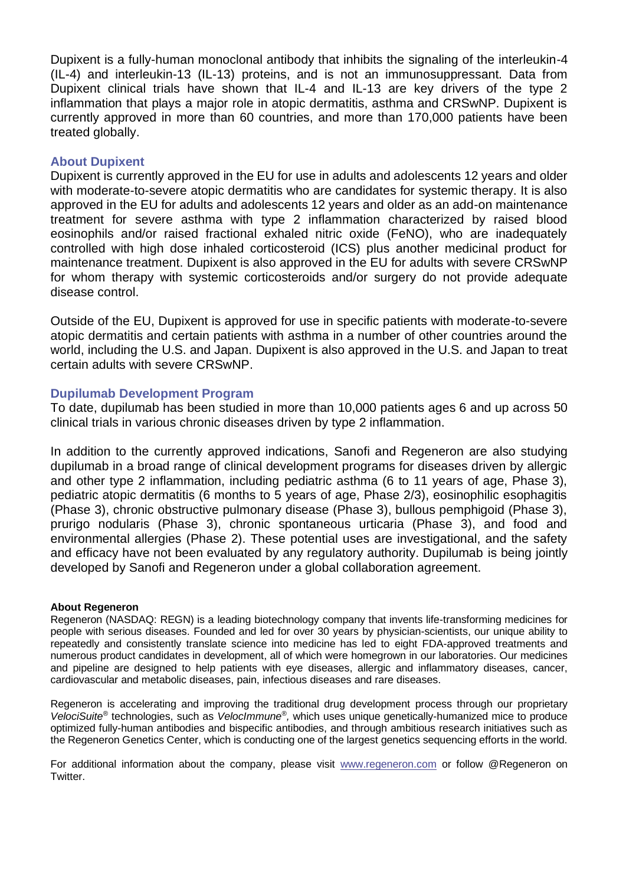Dupixent is a fully-human monoclonal antibody that inhibits the signaling of the interleukin-4 (IL-4) and interleukin-13 (IL-13) proteins, and is not an immunosuppressant. Data from Dupixent clinical trials have shown that IL-4 and IL-13 are key drivers of the type 2 inflammation that plays a major role in atopic dermatitis, asthma and CRSwNP. Dupixent is currently approved in more than 60 countries, and more than 170,000 patients have been treated globally.

## About Dupixent

Dupixent is currently approved in the EU for use in adults and adolescents 12 years and older with moderate-to-severe atopic dermatitis who are candidates for systemic therapy. It is also approved in the EU for adults and adolescents 12 years and older as an add-on maintenance treatment for severe asthma with type 2 inflammation characterized by raised blood eosinophils and/or raised fractional exhaled nitric oxide (FeNO), who are inadequately controlled with high dose inhaled corticosteroid (ICS) plus another medicinal product for maintenance treatment. Dupixent is also approved in the EU for adults with severe CRSwNP for whom therapy with systemic corticosteroids and/or surgery do not provide adequate disease control.

Outside of the EU, Dupixent is approved for use in specific patients with moderate-to-severe atopic dermatitis and certain patients with asthma in a number of other countries around the world, including the U.S. and Japan. Dupixent is also approved in the U.S. and Japan to treat certain adults with severe CRSwNP.

## Dupilumab Development Program

To date, dupilumab has been studied in more than 10,000 patients ages 6 and up across 50 clinical trials in various chronic diseases driven by type 2 inflammation.

In addition to the currently approved indications, Sanofi and Regeneron are also studying dupilumab in a broad range of clinical development programs for diseases driven by allergic and other type 2 inflammation, including pediatric asthma (6 to 11 years of age, Phase 3), pediatric atopic dermatitis (6 months to 5 years of age, Phase 2/3), eosinophilic esophagitis (Phase 3), chronic obstructive pulmonary disease (Phase 3), bullous pemphigoid (Phase 3), prurigo nodularis (Phase 3), chronic spontaneous urticaria (Phase 3), and food and environmental allergies (Phase 2). These potential uses are investigational, and the safety and efficacy have not been evaluated by any regulatory authority. Dupilumab is being jointly developed by Sanofi and Regeneron under a global collaboration agreement.

**About Regeneron**

Regeneron (NASDAQ: REGN) is a leading biotechnology company that invents life-transforming medicines for people with serious diseases. Founded and led for over 30 years by physician-scientists, our unique ability to repeatedly and consistently translate science into medicine has led to eight FDA-approved treatments and numerous product candidates in development, all of which were homegrown in our laboratories. Our medicines and pipeline are designed to help patients with eye diseases, allergic and inflammatory diseases, cancer, cardiovascular and metabolic diseases, pain, infectious diseases and rare diseases.

Regeneron is accelerating and improving the traditional drug development process through our proprietary *VelociSuite*® technologies, such as *VelocImmune*®, which uses unique genetically-humanized mice to produce optimized fully-human antibodies and bispecific antibodies, and through ambitious research initiatives such as the Regeneron Genetics Center, which is conducting one of the largest genetics sequencing efforts in the world.

For additional information about the company, please visit www.regeneron.com or follow @Regeneron on Twitter.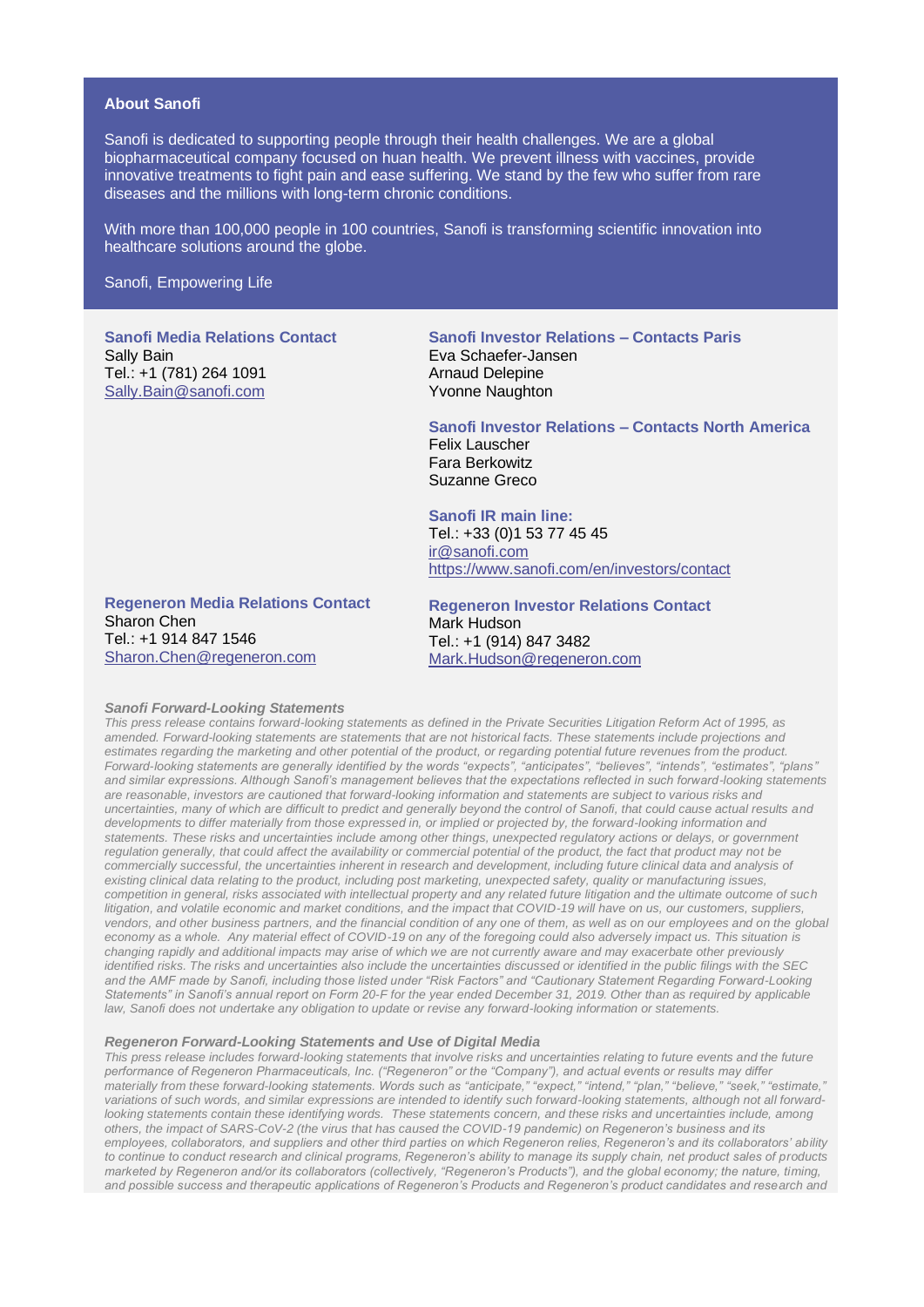**About Sanofi**

Sanofi is dedicated to supporting people through their health challenges. We are a global biopharmaceutical company focused on huan health. We prevent illness with vaccines, provide innovative treatments to fight pain and ease suffering. We stand by the few who suffer from rare diseases and the millions with long-term chronic conditions.

With more than 100,000 people in 100 countries, Sanofi is transforming scientific innovation into healthcare solutions around the globe.

Sanofi, Empowering Life

**Sanofi Media Relations Contact**
Sally Bain
Tel.: +1 (781) 264 1091
Sally.Bain@sanofi.com

**Sanofi Investor Relations – Contacts Paris**
Eva Schaefer-Jansen
Arnaud Delepine
Yvonne Naughton

**Sanofi Investor Relations – Contacts North America**
Felix Lauscher
Fara Berkowitz
Suzanne Greco

**Sanofi IR main line:**
Tel.: +33 (0)1 53 77 45 45
ir@sanofi.com
https://www.sanofi.com/en/investors/contact

**Regeneron Media Relations Contact**
Sharon Chen
Tel.: +1 914 847 1546
Sharon.Chen@regeneron.com

**Regeneron Investor Relations Contact**
Mark Hudson
Tel.: +1 (914) 847 3482
Mark.Hudson@regeneron.com

***Sanofi Forward-Looking Statements***

*This press release contains forward-looking statements as defined in the Private Securities Litigation Reform Act of 1995, as amended. Forward-looking statements are statements that are not historical facts. These statements include projections and estimates regarding the marketing and other potential of the product, or regarding potential future revenues from the product. Forward-looking statements are generally identified by the words "expects", "anticipates", "believes", "intends", "estimates", "plans" and similar expressions. Although Sanofi's management believes that the expectations reflected in such forward-looking statements are reasonable, investors are cautioned that forward-looking information and statements are subject to various risks and uncertainties, many of which are difficult to predict and generally beyond the control of Sanofi, that could cause actual results and developments to differ materially from those expressed in, or implied or projected by, the forward-looking information and statements. These risks and uncertainties include among other things, unexpected regulatory actions or delays, or government regulation generally, that could affect the availability or commercial potential of the product, the fact that product may not be commercially successful, the uncertainties inherent in research and development, including future clinical data and analysis of existing clinical data relating to the product, including post marketing, unexpected safety, quality or manufacturing issues, competition in general, risks associated with intellectual property and any related future litigation and the ultimate outcome of such litigation, and volatile economic and market conditions, and the impact that COVID-19 will have on us, our customers, suppliers, vendors, and other business partners, and the financial condition of any one of them, as well as on our employees and on the global economy as a whole. Any material effect of COVID-19 on any of the foregoing could also adversely impact us. This situation is changing rapidly and additional impacts may arise of which we are not currently aware and may exacerbate other previously identified risks. The risks and uncertainties also include the uncertainties discussed or identified in the public filings with the SEC and the AMF made by Sanofi, including those listed under "Risk Factors" and "Cautionary Statement Regarding Forward-Looking Statements" in Sanofi's annual report on Form 20-F for the year ended December 31, 2019. Other than as required by applicable law, Sanofi does not undertake any obligation to update or revise any forward-looking information or statements.*

***Regeneron Forward-Looking Statements and Use of Digital Media***

*This press release includes forward-looking statements that involve risks and uncertainties relating to future events and the future performance of Regeneron Pharmaceuticals, Inc. ("Regeneron" or the "Company"), and actual events or results may differ materially from these forward-looking statements. Words such as "anticipate," "expect," "intend," "plan," "believe," "seek," "estimate," variations of such words, and similar expressions are intended to identify such forward-looking statements, although not all forward-looking statements contain these identifying words. These statements concern, and these risks and uncertainties include, among others, the impact of SARS-CoV-2 (the virus that has caused the COVID-19 pandemic) on Regeneron's business and its employees, collaborators, and suppliers and other third parties on which Regeneron relies, Regeneron's and its collaborators' ability to continue to conduct research and clinical programs, Regeneron's ability to manage its supply chain, net product sales of products marketed by Regeneron and/or its collaborators (collectively, "Regeneron's Products"), and the global economy; the nature, timing, and possible success and therapeutic applications of Regeneron's Products and Regeneron's product candidates and research and*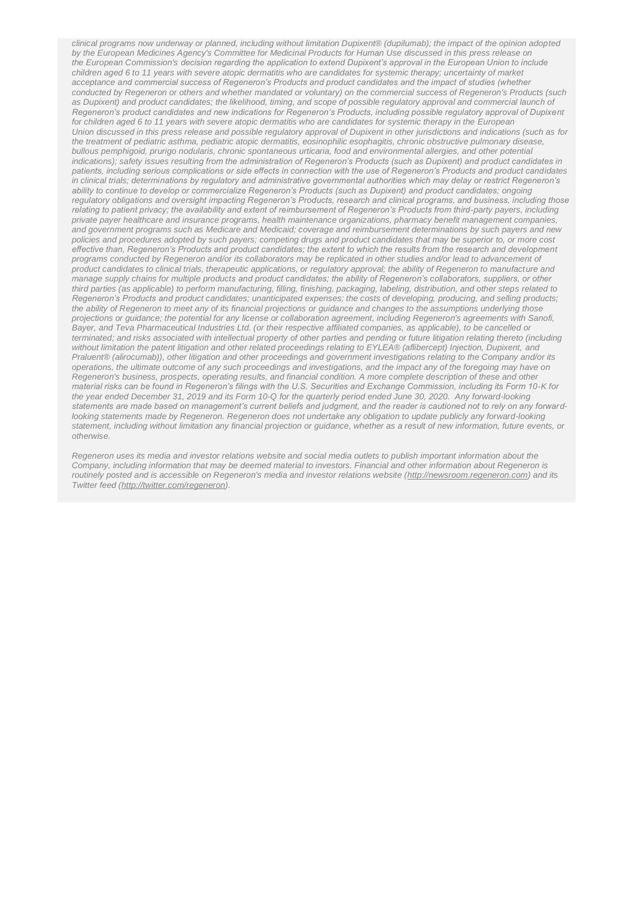*clinical programs now underway or planned, including without limitation Dupixent® (dupilumab); the impact of the opinion adopted by the European Medicines Agency's Committee for Medicinal Products for Human Use discussed in this press release on the European Commission's decision regarding the application to extend Dupixent's approval in the European Union to include children aged 6 to 11 years with severe atopic dermatitis who are candidates for systemic therapy; uncertainty of market acceptance and commercial success of Regeneron's Products and product candidates and the impact of studies (whether conducted by Regeneron or others and whether mandated or voluntary) on the commercial success of Regeneron's Products (such as Dupixent) and product candidates; the likelihood, timing, and scope of possible regulatory approval and commercial launch of Regeneron's product candidates and new indications for Regeneron's Products, including possible regulatory approval of Dupixent for children aged 6 to 11 years with severe atopic dermatitis who are candidates for systemic therapy in the European Union discussed in this press release and possible regulatory approval of Dupixent in other jurisdictions and indications (such as for the treatment of pediatric asthma, pediatric atopic dermatitis, eosinophilic esophagitis, chronic obstructive pulmonary disease, bullous pemphigoid, prurigo nodularis, chronic spontaneous urticaria, food and environmental allergies, and other potential indications); safety issues resulting from the administration of Regeneron's Products (such as Dupixent) and product candidates in patients, including serious complications or side effects in connection with the use of Regeneron's Products and product candidates in clinical trials; determinations by regulatory and administrative governmental authorities which may delay or restrict Regeneron's ability to continue to develop or commercialize Regeneron's Products (such as Dupixent) and product candidates; ongoing regulatory obligations and oversight impacting Regeneron's Products, research and clinical programs, and business, including those relating to patient privacy; the availability and extent of reimbursement of Regeneron's Products from third-party payers, including private payer healthcare and insurance programs, health maintenance organizations, pharmacy benefit management companies, and government programs such as Medicare and Medicaid; coverage and reimbursement determinations by such payers and new policies and procedures adopted by such payers; competing drugs and product candidates that may be superior to, or more cost effective than, Regeneron's Products and product candidates; the extent to which the results from the research and development programs conducted by Regeneron and/or its collaborators may be replicated in other studies and/or lead to advancement of product candidates to clinical trials, therapeutic applications, or regulatory approval; the ability of Regeneron to manufacture and manage supply chains for multiple products and product candidates; the ability of Regeneron's collaborators, suppliers, or other third parties (as applicable) to perform manufacturing, filling, finishing, packaging, labeling, distribution, and other steps related to Regeneron's Products and product candidates; unanticipated expenses; the costs of developing, producing, and selling products; the ability of Regeneron to meet any of its financial projections or guidance and changes to the assumptions underlying those projections or guidance; the potential for any license or collaboration agreement, including Regeneron's agreements with Sanofi, Bayer, and Teva Pharmaceutical Industries Ltd. (or their respective affiliated companies, as applicable), to be cancelled or terminated; and risks associated with intellectual property of other parties and pending or future litigation relating thereto (including without limitation the patent litigation and other related proceedings relating to EYLEA® (aflibercept) Injection, Dupixent, and Praluent® (alirocumab)), other litigation and other proceedings and government investigations relating to the Company and/or its operations, the ultimate outcome of any such proceedings and investigations, and the impact any of the foregoing may have on Regeneron's business, prospects, operating results, and financial condition. A more complete description of these and other material risks can be found in Regeneron's filings with the U.S. Securities and Exchange Commission, including its Form 10-K for the year ended December 31, 2019 and its Form 10-Q for the quarterly period ended June 30, 2020. Any forward-looking statements are made based on management's current beliefs and judgment, and the reader is cautioned not to rely on any forward-looking statements made by Regeneron. Regeneron does not undertake any obligation to update publicly any forward-looking statement, including without limitation any financial projection or guidance, whether as a result of new information, future events, or otherwise.*

*Regeneron uses its media and investor relations website and social media outlets to publish important information about the Company, including information that may be deemed material to investors. Financial and other information about Regeneron is routinely posted and is accessible on Regeneron's media and investor relations website (http://newsroom.regeneron.com) and its Twitter feed (http://twitter.com/regeneron).*